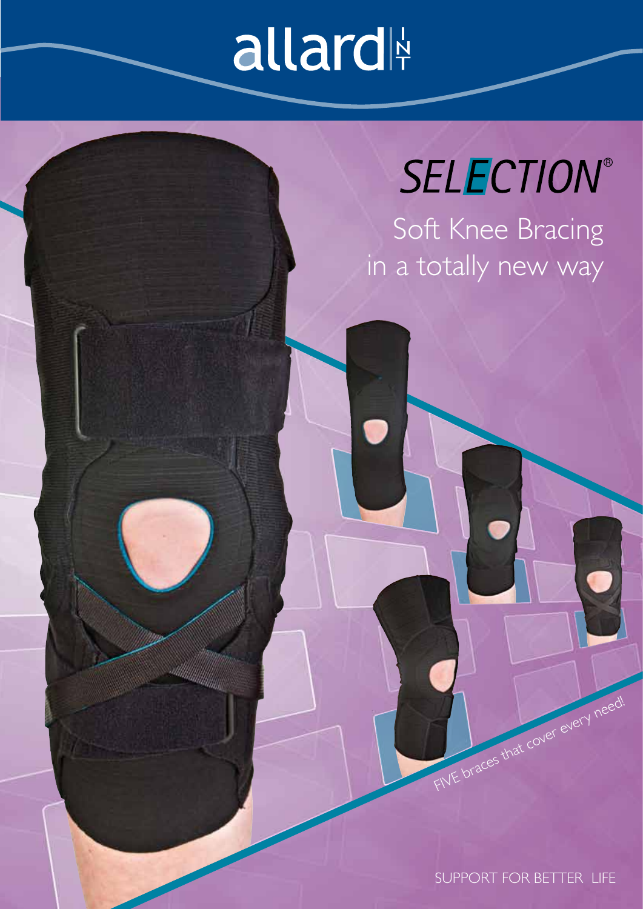# allard INT

## SELECTION®

Soft Knee Bracing in a totally new way

FIVE braces that cover every need!

SUPPORT FOR BETTER LIFE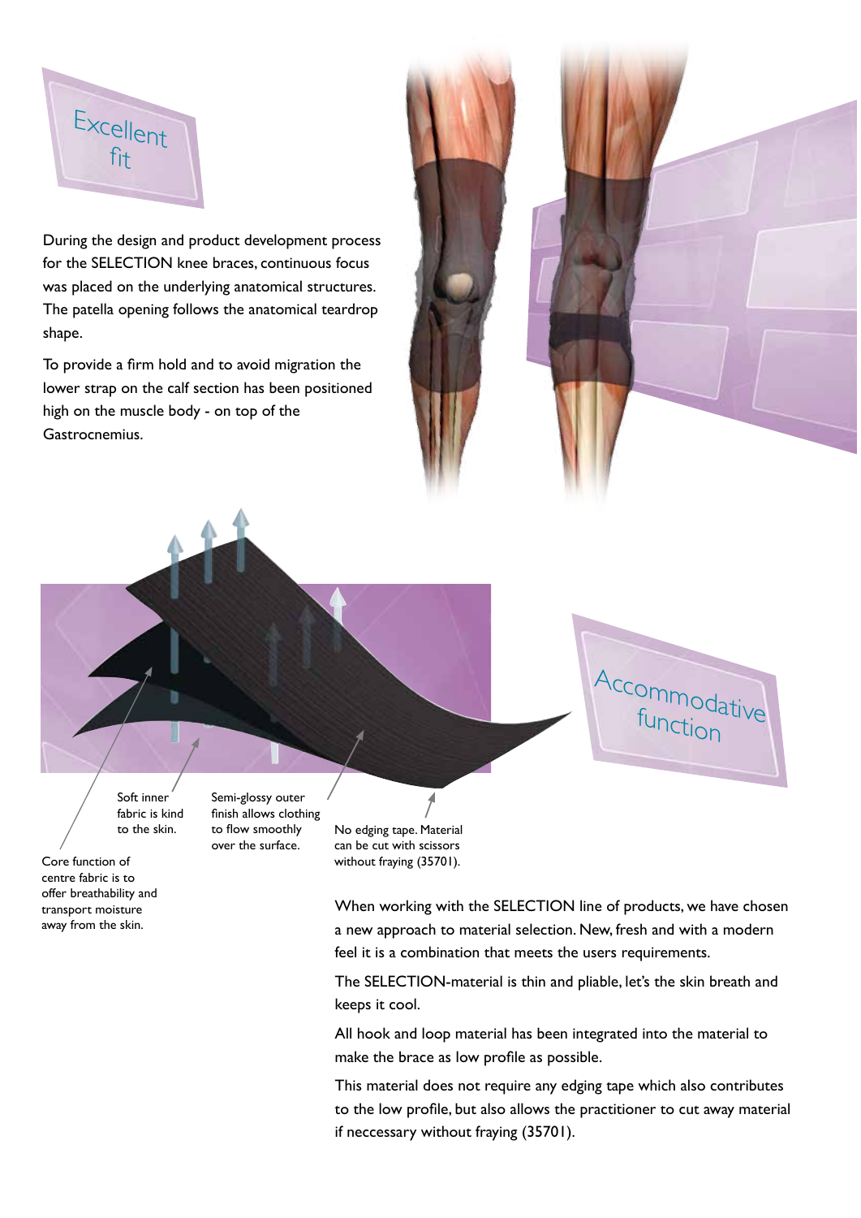## Excellent fit

During the design and product development process for the SELECTION knee braces, continuous focus was placed on the underlying anatomical structures. The patella opening follows the anatomical teardrop shape.

To provide a firm hold and to avoid migration the lower strap on the calf section has been positioned high on the muscle body - on top of the Gastrocnemius.

Soft inner fabric is kind to the skin.

Semi-glossy outer finish allows clothing to flow smoothly over the surface.

No edging tape. Material can be cut with scissors without fraying (35701).

Core function of centre fabric is to offer breathability and transport moisture away from the skin.

## Accommodative function

When working with the SELECTION line of products, we have chosen a new approach to material selection. New, fresh and with a modern feel it is a combination that meets the users requirements.

The SELECTION-material is thin and pliable, let's the skin breath and keeps it cool.

All hook and loop material has been integrated into the material to make the brace as low profile as possible.

This material does not require any edging tape which also contributes to the low profile, but also allows the practitioner to cut away material if neccessary without fraying (35701).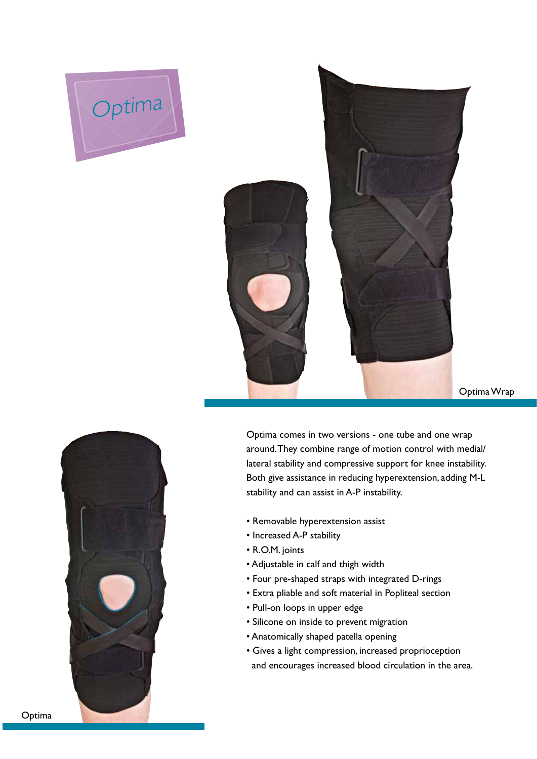# Optima

Optima Wrap

Optima comes in two versions - one tube and one wrap around. They combine range of motion control with medial/lateral stability and compressive support for knee instability. Both give assistance in reducing hyperextension, adding M-L stability and can assist in A-P instability.

- Removable hyperextension assist
- Increased A-P stability
- R.O.M. joints
- Adjustable in calf and thigh width
- Four pre-shaped straps with integrated D-rings
- Extra pliable and soft material in Popliteal section
- Pull-on loops in upper edge
- Silicone on inside to prevent migration
- Anatomically shaped patella opening
- Gives a light compression, increased proprioception and encourages increased blood circulation in the area.

Optima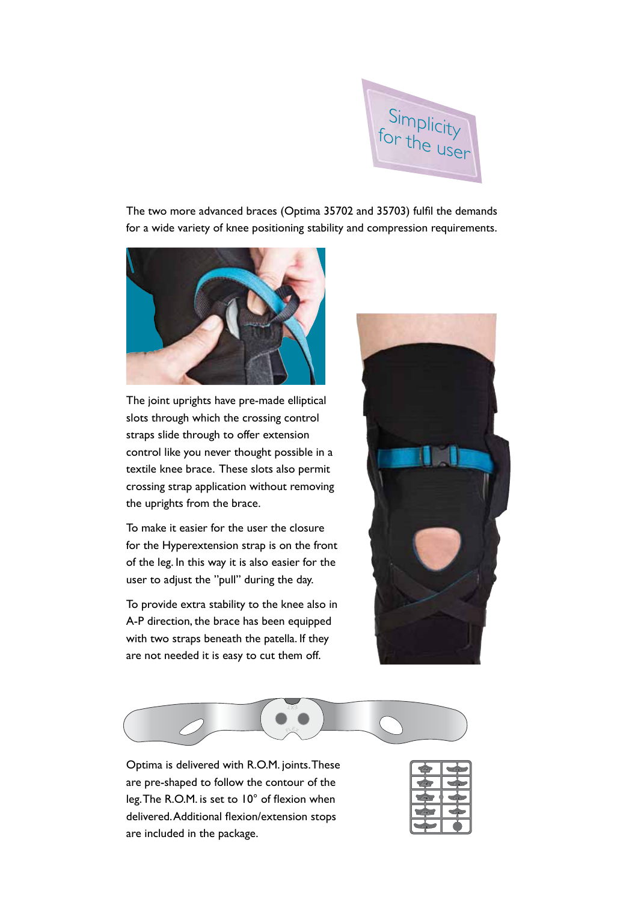Simplicity for the user

The two more advanced braces (Optima 35702 and 35703) fulfil the demands for a wide variety of knee positioning stability and compression requirements.

The joint uprights have pre-made elliptical slots through which the crossing control straps slide through to offer extension control like you never thought possible in a textile knee brace. These slots also permit crossing strap application without removing the uprights from the brace.

To make it easier for the user the closure for the Hyperextension strap is on the front of the leg. In this way it is also easier for the user to adjust the "pull" during the day.

To provide extra stability to the knee also in A-P direction, the brace has been equipped with two straps beneath the patella. If they are not needed it is easy to cut them off.

Optima is delivered with R.O.M. joints. These are pre-shaped to follow the contour of the leg. The R.O.M. is set to 10° of flexion when delivered. Additional flexion/extension stops are included in the package.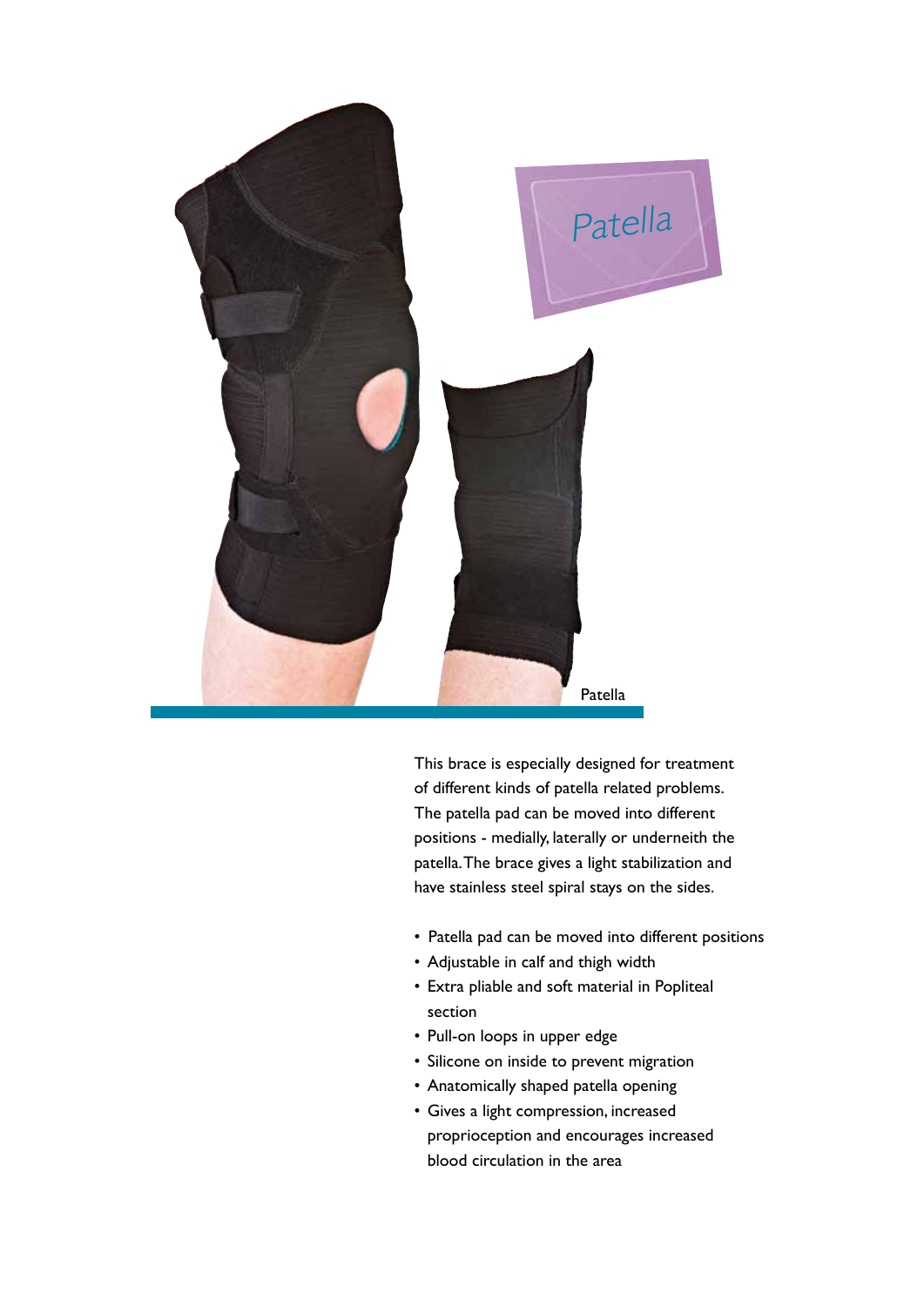# Patella

Patella

This brace is especially designed for treatment of different kinds of patella related problems. The patella pad can be moved into different positions - medially, laterally or underneith the patella. The brace gives a light stabilization and have stainless steel spiral stays on the sides.

- Patella pad can be moved into different positions
- Adjustable in calf and thigh width
- Extra pliable and soft material in Popliteal section
- Pull-on loops in upper edge
- Silicone on inside to prevent migration
- Anatomically shaped patella opening
- Gives a light compression, increased proprioception and encourages increased blood circulation in the area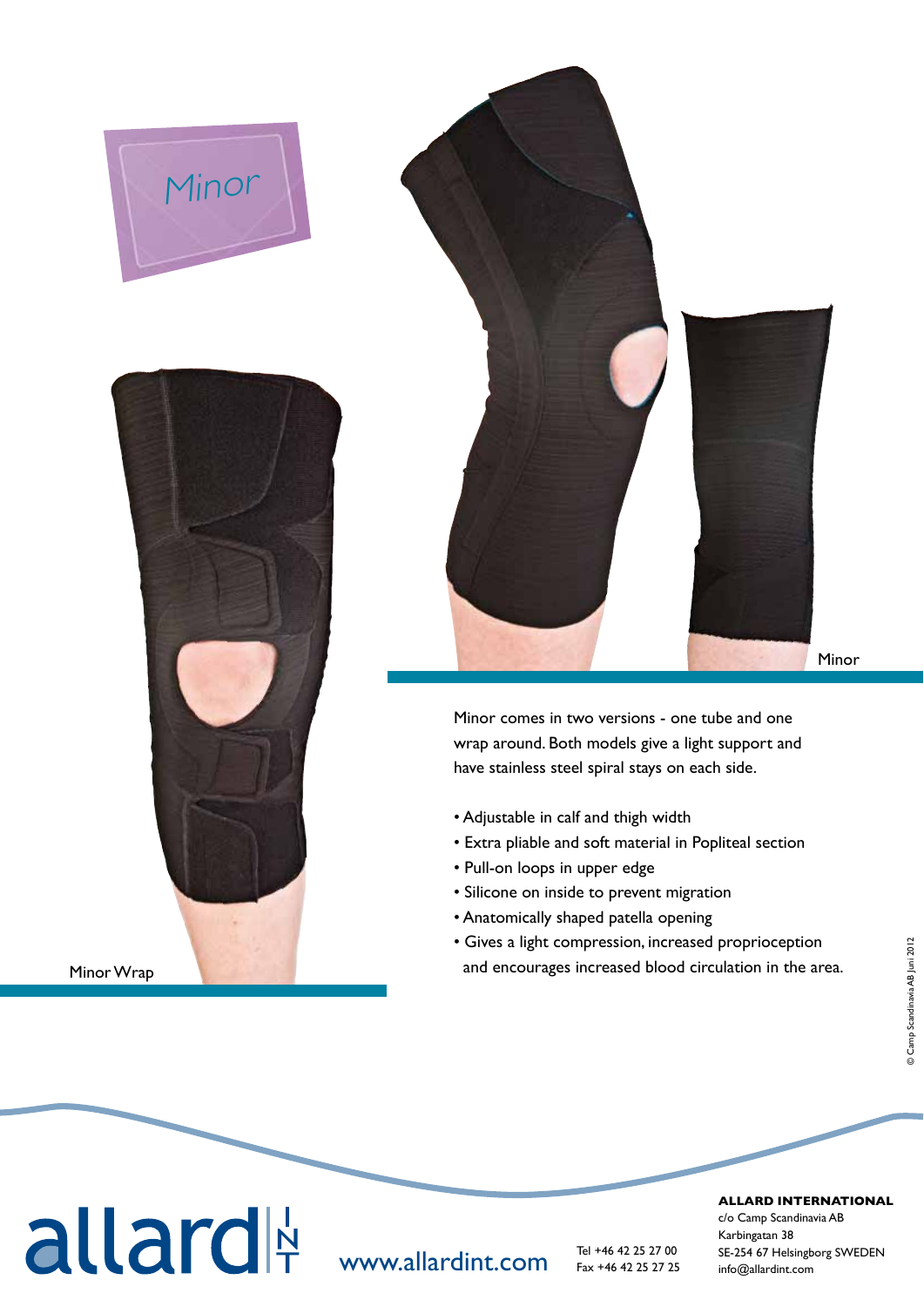# Minor

Minor Wrap

Minor

Minor comes in two versions - one tube and one wrap around. Both models give a light support and have stainless steel spiral stays on each side.

- Adjustable in calf and thigh width
- Extra pliable and soft material in Popliteal section
- Pull-on loops in upper edge
- Silicone on inside to prevent migration
- Anatomically shaped patella opening
- Gives a light compression, increased proprioception and encourages increased blood circulation in the area.

© Camp Scandinavia AB Juni 2012

allard INT

www.allardint.com

Tel +46 42 25 27 00
Fax +46 42 25 27 25

**ALLARD INTERNATIONAL**
c/o Camp Scandinavia AB
Karbingatan 38
SE-254 67 Helsingborg SWEDEN
info@allardint.com